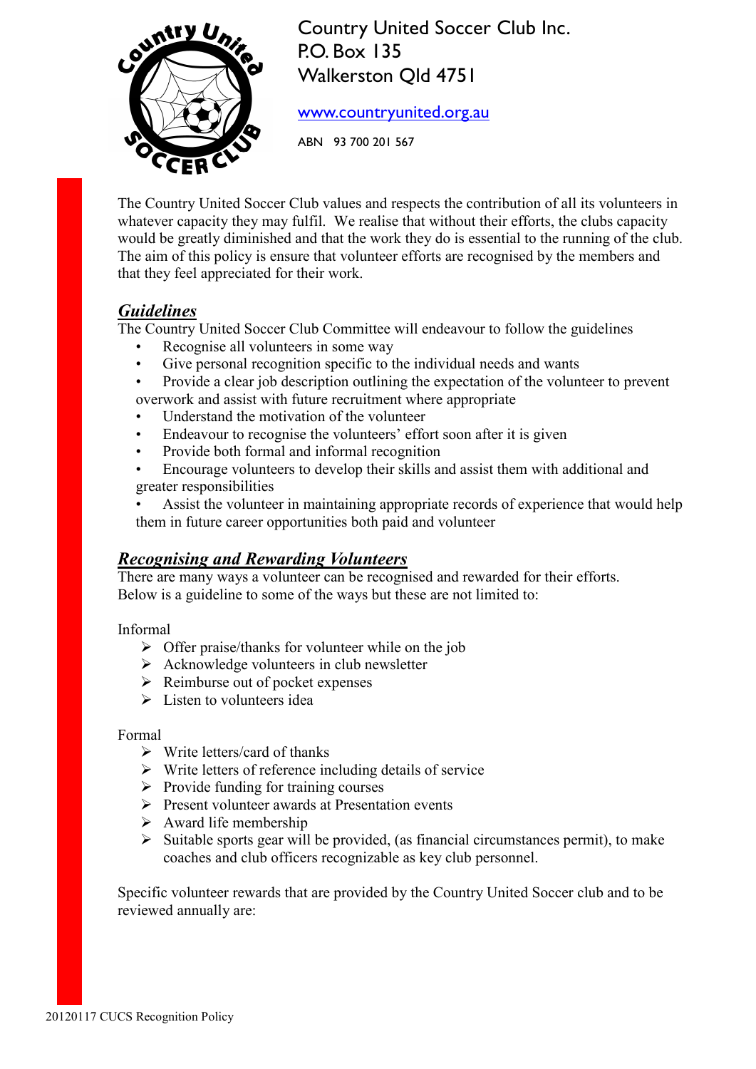Country United Soccer Club Inc.
P.O. Box 135
Walkerston Qld 4751

www.countryunited.org.au

ABN 93 700 201 567

The Country United Soccer Club values and respects the contribution of all its volunteers in whatever capacity they may fulfil. We realise that without their efforts, the clubs capacity would be greatly diminished and that the work they do is essential to the running of the club. The aim of this policy is ensure that volunteer efforts are recognised by the members and that they feel appreciated for their work.

## ***Guidelines***

The Country United Soccer Club Committee will endeavour to follow the guidelines

- Recognise all volunteers in some way
- Give personal recognition specific to the individual needs and wants
- Provide a clear job description outlining the expectation of the volunteer to prevent overwork and assist with future recruitment where appropriate
- Understand the motivation of the volunteer
- Endeavour to recognise the volunteers' effort soon after it is given
- Provide both formal and informal recognition
- Encourage volunteers to develop their skills and assist them with additional and greater responsibilities
- Assist the volunteer in maintaining appropriate records of experience that would help them in future career opportunities both paid and volunteer

## ***Recognising and Rewarding Volunteers***

There are many ways a volunteer can be recognised and rewarded for their efforts.
Below is a guideline to some of the ways but these are not limited to:

Informal

- Offer praise/thanks for volunteer while on the job
- Acknowledge volunteers in club newsletter
- Reimburse out of pocket expenses
- Listen to volunteers idea

Formal

- Write letters/card of thanks
- Write letters of reference including details of service
- Provide funding for training courses
- Present volunteer awards at Presentation events
- Award life membership
- Suitable sports gear will be provided, (as financial circumstances permit), to make coaches and club officers recognizable as key club personnel.

Specific volunteer rewards that are provided by the Country United Soccer club and to be reviewed annually are: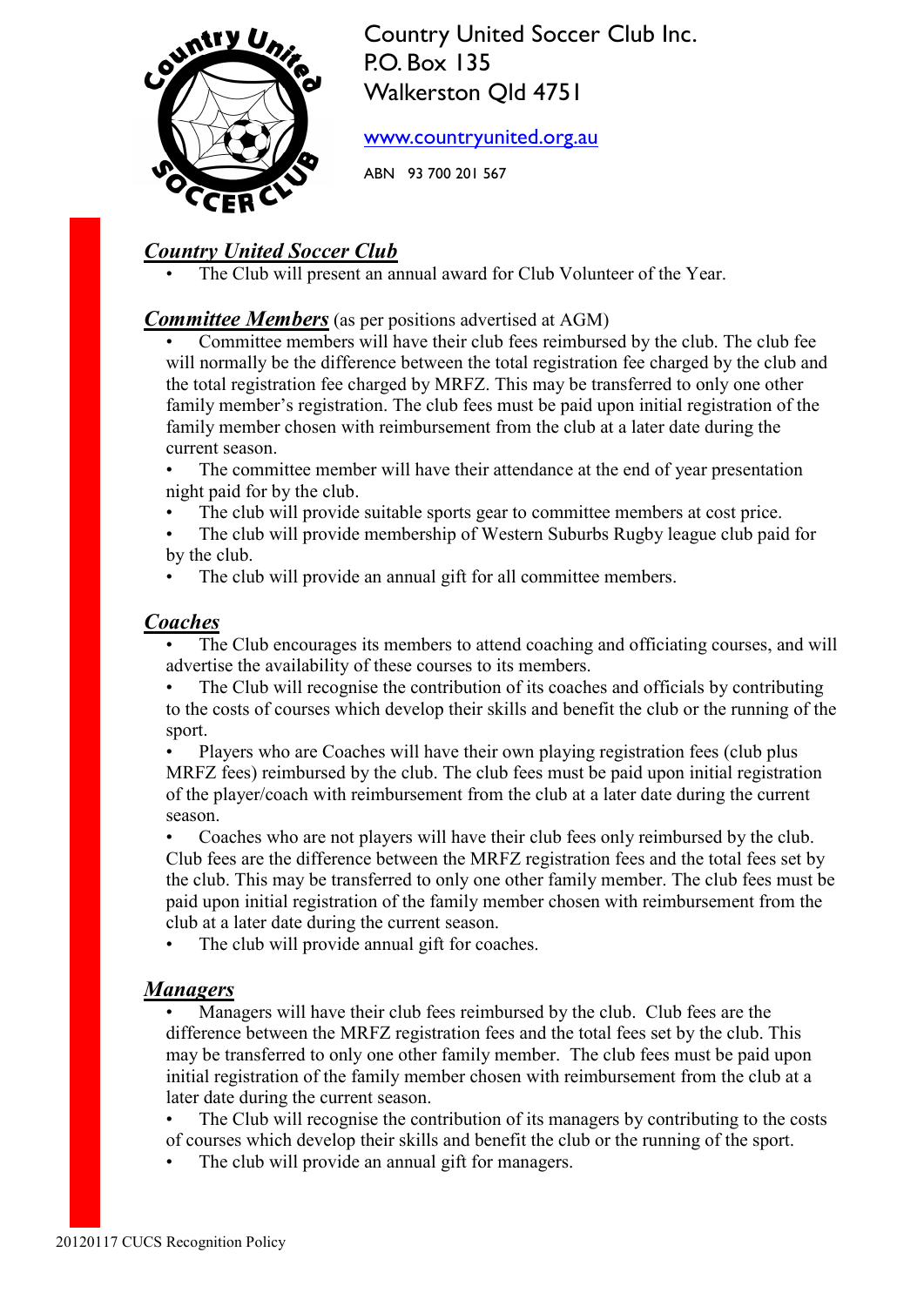Country United Soccer Club Inc.
P.O. Box 135
Walkerston Qld 4751

www.countryunited.org.au

ABN 93 700 201 567

## ***Country United Soccer Club***

- The Club will present an annual award for Club Volunteer of the Year.

## ***Committee Members*** (as per positions advertised at AGM)

- Committee members will have their club fees reimbursed by the club. The club fee will normally be the difference between the total registration fee charged by the club and the total registration fee charged by MRFZ. This may be transferred to only one other family member's registration. The club fees must be paid upon initial registration of the family member chosen with reimbursement from the club at a later date during the current season.
- The committee member will have their attendance at the end of year presentation night paid for by the club.
- The club will provide suitable sports gear to committee members at cost price.
- The club will provide membership of Western Suburbs Rugby league club paid for by the club.
- The club will provide an annual gift for all committee members.

## ***Coaches***

- The Club encourages its members to attend coaching and officiating courses, and will advertise the availability of these courses to its members.
- The Club will recognise the contribution of its coaches and officials by contributing to the costs of courses which develop their skills and benefit the club or the running of the sport.
- Players who are Coaches will have their own playing registration fees (club plus MRFZ fees) reimbursed by the club. The club fees must be paid upon initial registration of the player/coach with reimbursement from the club at a later date during the current season.
- Coaches who are not players will have their club fees only reimbursed by the club. Club fees are the difference between the MRFZ registration fees and the total fees set by the club. This may be transferred to only one other family member. The club fees must be paid upon initial registration of the family member chosen with reimbursement from the club at a later date during the current season.
- The club will provide annual gift for coaches.

## ***Managers***

- Managers will have their club fees reimbursed by the club. Club fees are the difference between the MRFZ registration fees and the total fees set by the club. This may be transferred to only one other family member. The club fees must be paid upon initial registration of the family member chosen with reimbursement from the club at a later date during the current season.
- The Club will recognise the contribution of its managers by contributing to the costs of courses which develop their skills and benefit the club or the running of the sport.
- The club will provide an annual gift for managers.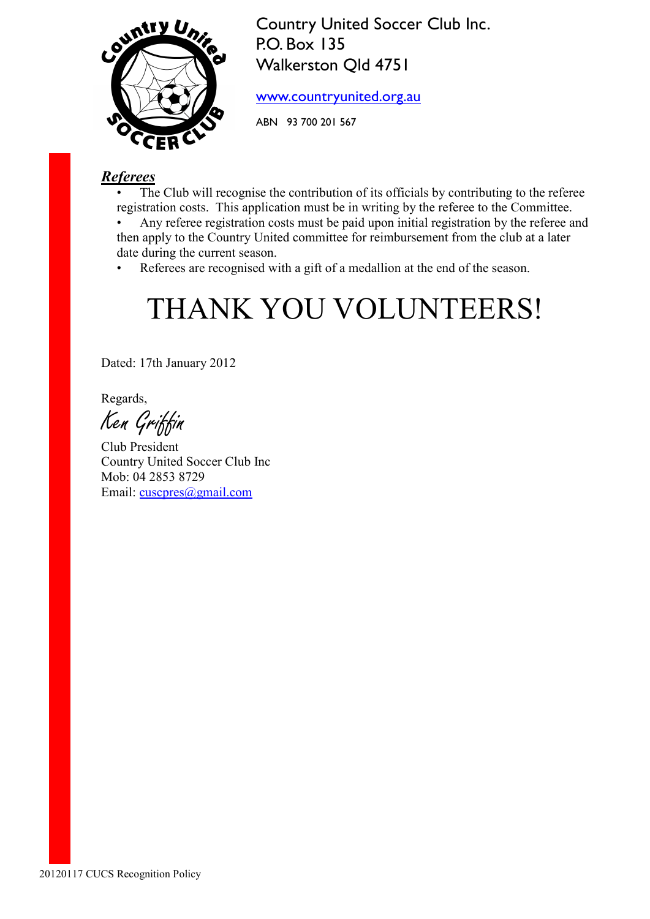Country United Soccer Club Inc.
P.O. Box 135
Walkerston Qld 4751

www.countryunited.org.au

ABN 93 700 201 567

***Referees***

- The Club will recognise the contribution of its officials by contributing to the referee registration costs. This application must be in writing by the referee to the Committee.
- Any referee registration costs must be paid upon initial registration by the referee and then apply to the Country United committee for reimbursement from the club at a later date during the current season.
- Referees are recognised with a gift of a medallion at the end of the season.

# THANK YOU VOLUNTEERS!

Dated: 17th January 2012

Regards,
Ken Griffin
Club President
Country United Soccer Club Inc
Mob: 04 2853 8729
Email: cuscpres@gmail.com

20120117 CUCS Recognition Policy